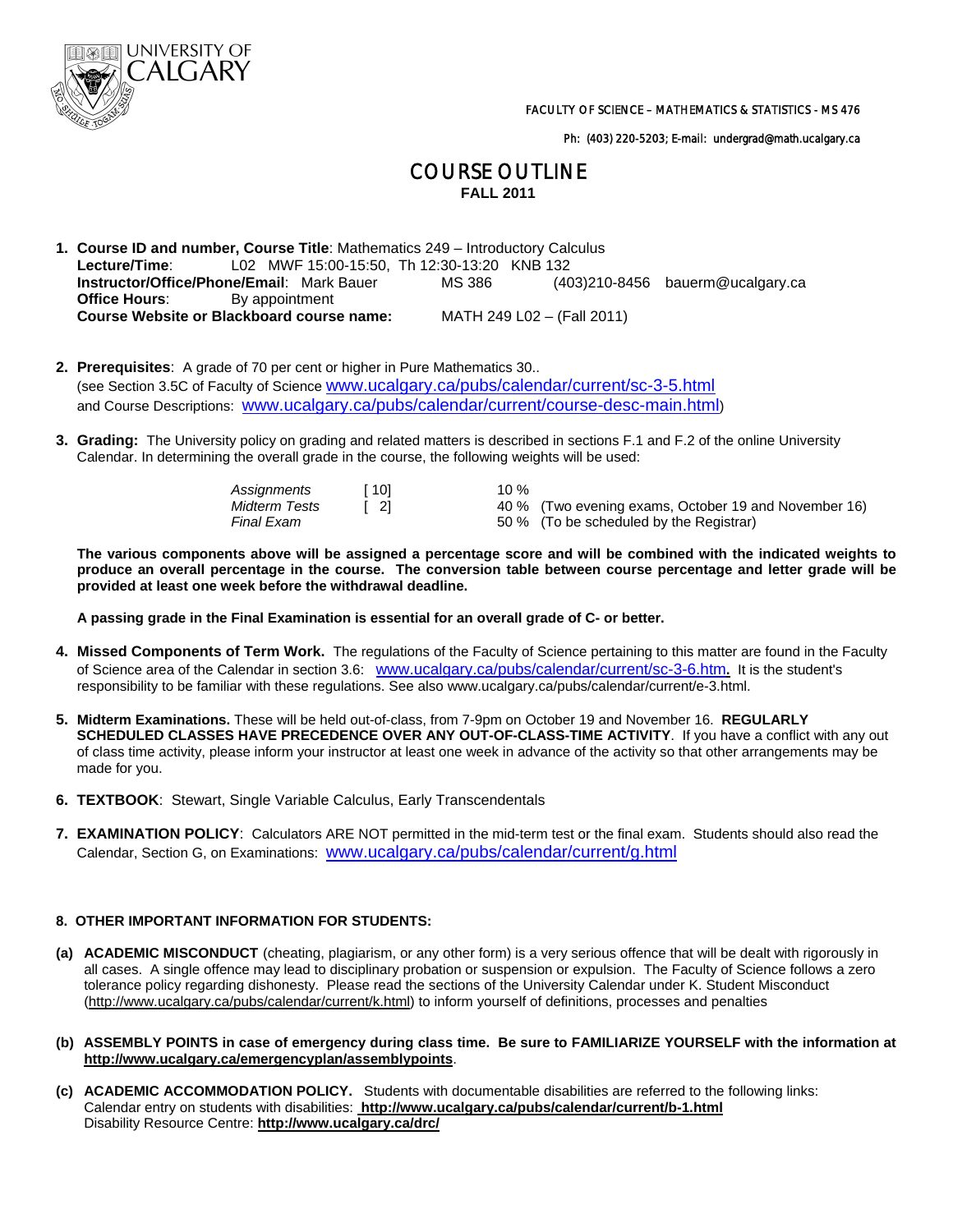UNIVERSITY OF CALGARY

FACULTY OF SCIENCE – MATHEMATICS & STATISTICS - MS 476

Ph: (403) 220-5203; E-mail: undergrad@math.ucalgary.ca

# COURSE OUTLINE

**FALL 2011**

1. **Course ID and number, Course Title**: Mathematics 249 – Introductory Calculus
   **Lecture/Time**: L02 MWF 15:00-15:50, Th 12:30-13:20 KNB 132
   **Instructor/Office/Phone/Email**: Mark Bauer MS 386 (403)210-8456 bauerm@ucalgary.ca
   **Office Hours**: By appointment
   **Course Website or Blackboard course name:** MATH 249 L02 – (Fall 2011)

2. **Prerequisites**: A grade of 70 per cent or higher in Pure Mathematics 30..
   (see Section 3.5C of Faculty of Science www.ucalgary.ca/pubs/calendar/current/sc-3-5.html
   and Course Descriptions: www.ucalgary.ca/pubs/calendar/current/course-desc-main.html)

3. **Grading:** The University policy on grading and related matters is described in sections F.1 and F.2 of the online University Calendar. In determining the overall grade in the course, the following weights will be used:

| | | |
|---|---|---|
| *Assignments* | [ 10] | 10 % |
| *Midterm Tests* | [ 2] | 40 % (Two evening exams, October 19 and November 16) |
| *Final Exam* | | 50 % (To be scheduled by the Registrar) |

**The various components above will be assigned a percentage score and will be combined with the indicated weights to produce an overall percentage in the course. The conversion table between course percentage and letter grade will be provided at least one week before the withdrawal deadline.**

**A passing grade in the Final Examination is essential for an overall grade of C- or better.**

4. **Missed Components of Term Work.** The regulations of the Faculty of Science pertaining to this matter are found in the Faculty of Science area of the Calendar in section 3.6: www.ucalgary.ca/pubs/calendar/current/sc-3-6.htm**.** It is the student's responsibility to be familiar with these regulations. See also www.ucalgary.ca/pubs/calendar/current/e-3.html.

5. **Midterm Examinations.** These will be held out-of-class, from 7-9pm on October 19 and November 16. **REGULARLY SCHEDULED CLASSES HAVE PRECEDENCE OVER ANY OUT-OF-CLASS-TIME ACTIVITY**. If you have a conflict with any out of class time activity, please inform your instructor at least one week in advance of the activity so that other arrangements may be made for you.

6. **TEXTBOOK**: Stewart, Single Variable Calculus, Early Transcendentals

7. **EXAMINATION POLICY**: Calculators ARE NOT permitted in the mid-term test or the final exam. Students should also read the Calendar, Section G, on Examinations: www.ucalgary.ca/pubs/calendar/current/g.html

**8. OTHER IMPORTANT INFORMATION FOR STUDENTS:**

**(a) ACADEMIC MISCONDUCT** (cheating, plagiarism, or any other form) is a very serious offence that will be dealt with rigorously in all cases. A single offence may lead to disciplinary probation or suspension or expulsion. The Faculty of Science follows a zero tolerance policy regarding dishonesty. Please read the sections of the University Calendar under K. Student Misconduct (http://www.ucalgary.ca/pubs/calendar/current/k.html) to inform yourself of definitions, processes and penalties

**(b) ASSEMBLY POINTS in case of emergency during class time. Be sure to FAMILIARIZE YOURSELF with the information at http://www.ucalgary.ca/emergencyplan/assemblypoints**.

**(c) ACADEMIC ACCOMMODATION POLICY.** Students with documentable disabilities are referred to the following links:
Calendar entry on students with disabilities: **http://www.ucalgary.ca/pubs/calendar/current/b-1.html**
Disability Resource Centre: **http://www.ucalgary.ca/drc/**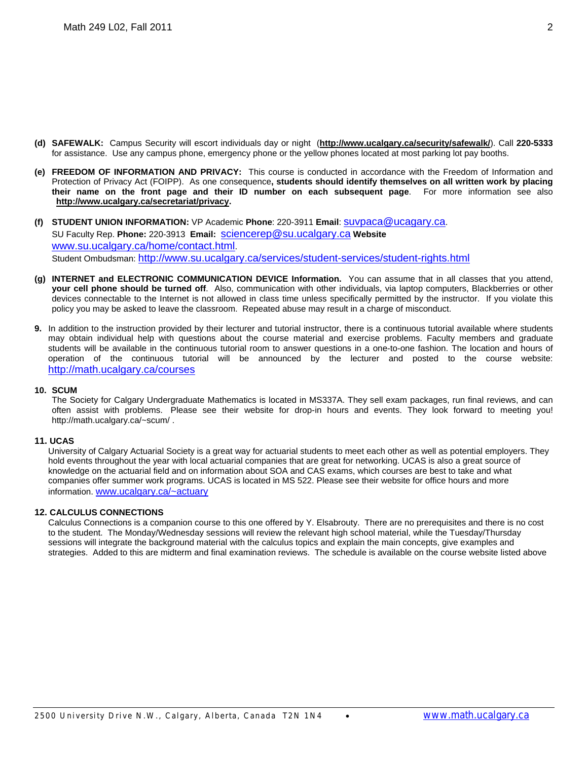**(d) SAFEWALK:** Campus Security will escort individuals day or night (**http://www.ucalgary.ca/security/safewalk/**). Call **220-5333** for assistance. Use any campus phone, emergency phone or the yellow phones located at most parking lot pay booths.

**(e) FREEDOM OF INFORMATION AND PRIVACY:** This course is conducted in accordance with the Freedom of Information and Protection of Privacy Act (FOIPP). As one consequence**, students should identify themselves on all written work by placing their name on the front page and their ID number on each subsequent page**. For more information see also **http://www.ucalgary.ca/secretariat/privacy.**

**(f) STUDENT UNION INFORMATION:** VP Academic **Phone**: 220-3911 **Email**: suvpaca@ucagary.ca.
SU Faculty Rep. **Phone:** 220-3913 **Email:** sciencerep@su.ucalgary.ca **Website** www.su.ucalgary.ca/home/contact.html.
Student Ombudsman: http://www.su.ucalgary.ca/services/student-services/student-rights.html

**(g) INTERNET and ELECTRONIC COMMUNICATION DEVICE Information.** You can assume that in all classes that you attend, **your cell phone should be turned off**. Also, communication with other individuals, via laptop computers, Blackberries or other devices connectable to the Internet is not allowed in class time unless specifically permitted by the instructor. If you violate this policy you may be asked to leave the classroom. Repeated abuse may result in a charge of misconduct.

**9.** In addition to the instruction provided by their lecturer and tutorial instructor, there is a continuous tutorial available where students may obtain individual help with questions about the course material and exercise problems. Faculty members and graduate students will be available in the continuous tutorial room to answer questions in a one-to-one fashion. The location and hours of operation of the continuous tutorial will be announced by the lecturer and posted to the course website: http://math.ucalgary.ca/courses

**10. SCUM**

The Society for Calgary Undergraduate Mathematics is located in MS337A. They sell exam packages, run final reviews, and can often assist with problems. Please see their website for drop-in hours and events. They look forward to meeting you! http://math.ucalgary.ca/~scum/ .

**11. UCAS**

University of Calgary Actuarial Society is a great way for actuarial students to meet each other as well as potential employers. They hold events throughout the year with local actuarial companies that are great for networking. UCAS is also a great source of knowledge on the actuarial field and on information about SOA and CAS exams, which courses are best to take and what companies offer summer work programs. UCAS is located in MS 522. Please see their website for office hours and more information. www.ucalgary.ca/~actuary

**12. CALCULUS CONNECTIONS**

Calculus Connections is a companion course to this one offered by Y. Elsabrouty. There are no prerequisites and there is no cost to the student. The Monday/Wednesday sessions will review the relevant high school material, while the Tuesday/Thursday sessions will integrate the background material with the calculus topics and explain the main concepts, give examples and strategies. Added to this are midterm and final examination reviews. The schedule is available on the course website listed above